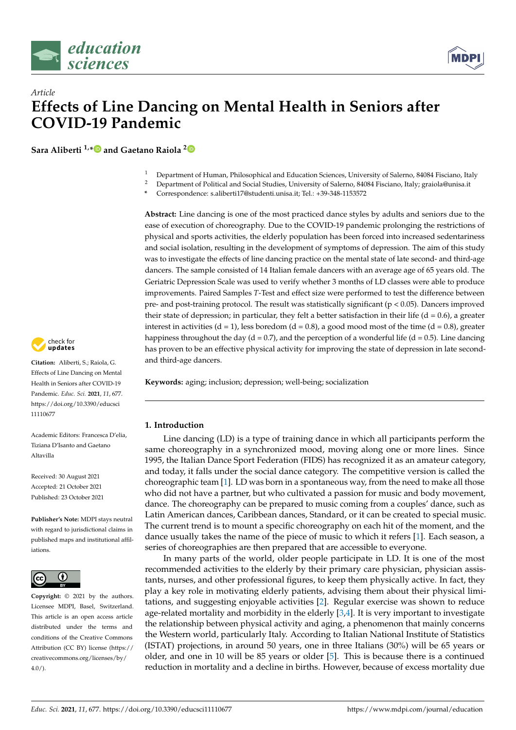*Article*

# Effects of Line Dancing on Mental Health in Seniors after COVID-19 Pandemic

**Sara Aliberti [1,*] and Gaetano Raiola [2]**

[1] Department of Human, Philosophical and Education Sciences, University of Salerno, 84084 Fisciano, Italy
[2] Department of Political and Social Studies, University of Salerno, 84084 Fisciano, Italy; graiola@unisa.it
* Correspondence: s.aliberti17@studenti.unisa.it; Tel.: +39-348-1153572

**Abstract:** Line dancing is one of the most practiced dance styles by adults and seniors due to the ease of execution of choreography. Due to the COVID-19 pandemic prolonging the restrictions of physical and sports activities, the elderly population has been forced into increased sedentariness and social isolation, resulting in the development of symptoms of depression. The aim of this study was to investigate the effects of line dancing practice on the mental state of late second- and third-age dancers. The sample consisted of 14 Italian female dancers with an average age of 65 years old. The Geriatric Depression Scale was used to verify whether 3 months of LD classes were able to produce improvements. Paired Samples *T*-Test and effect size were performed to test the difference between pre- and post-training protocol. The result was statistically significant ($p < 0.05$). Dancers improved their state of depression; in particular, they felt a better satisfaction in their life ($d = 0.6$), a greater interest in activities ($d = 1$), less boredom ($d = 0.8$), a good mood most of the time ($d = 0.8$), greater happiness throughout the day ($d = 0.7$), and the perception of a wonderful life ($d = 0.5$). Line dancing has proven to be an effective physical activity for improving the state of depression in late second- and third-age dancers.

**Keywords:** aging; inclusion; depression; well-being; socialization

**Citation:** Aliberti, S.; Raiola, G. Effects of Line Dancing on Mental Health in Seniors after COVID-19 Pandemic. *Educ. Sci.* **2021**, *11*, 677. https://doi.org/10.3390/educsci11110677

Academic Editors: Francesca D'elia, Tiziana D'Isanto and Gaetano Altavilla

Received: 30 August 2021
Accepted: 21 October 2021
Published: 23 October 2021

**Publisher's Note:** MDPI stays neutral with regard to jurisdictional claims in published maps and institutional affiliations.

**Copyright:** © 2021 by the authors. Licensee MDPI, Basel, Switzerland. This article is an open access article distributed under the terms and conditions of the Creative Commons Attribution (CC BY) license (https://creativecommons.org/licenses/by/4.0/).

## 1. Introduction

Line dancing (LD) is a type of training dance in which all participants perform the same choreography in a synchronized mood, moving along one or more lines. Since 1995, the Italian Dance Sport Federation (FIDS) has recognized it as an amateur category, and today, it falls under the social dance category. The competitive version is called the choreographic team [1]. LD was born in a spontaneous way, from the need to make all those who did not have a partner, but who cultivated a passion for music and body movement, dance. The choreography can be prepared to music coming from a couples' dance, such as Latin American dances, Caribbean dances, Standard, or it can be created to special music. The current trend is to mount a specific choreography on each hit of the moment, and the dance usually takes the name of the piece of music to which it refers [1]. Each season, a series of choreographies are then prepared that are accessible to everyone.

In many parts of the world, older people participate in LD. It is one of the most recommended activities to the elderly by their primary care physician, physician assistants, nurses, and other professional figures, to keep them physically active. In fact, they play a key role in motivating elderly patients, advising them about their physical limitations, and suggesting enjoyable activities [2]. Regular exercise was shown to reduce age-related mortality and morbidity in the elderly [3,4]. It is very important to investigate the relationship between physical activity and aging, a phenomenon that mainly concerns the Western world, particularly Italy. According to Italian National Institute of Statistics (ISTAT) projections, in around 50 years, one in three Italians (30%) will be 65 years or older, and one in 10 will be 85 years or older [5]. This is because there is a continued reduction in mortality and a decline in births. However, because of excess mortality due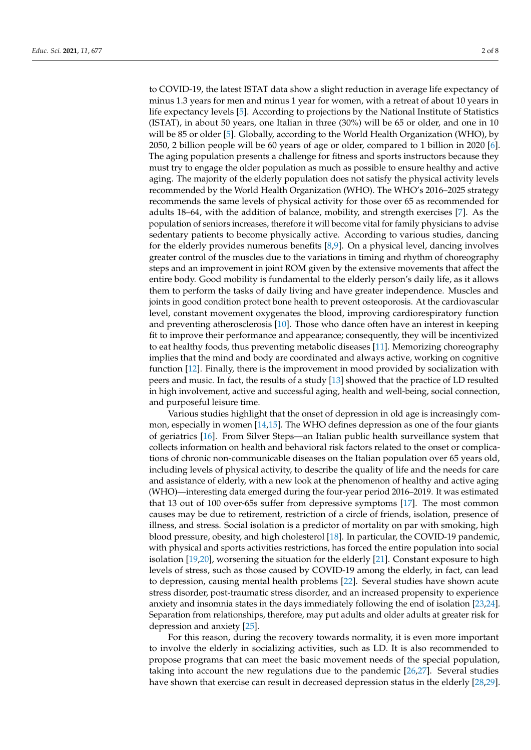to COVID-19, the latest ISTAT data show a slight reduction in average life expectancy of minus 1.3 years for men and minus 1 year for women, with a retreat of about 10 years in life expectancy levels [5]. According to projections by the National Institute of Statistics (ISTAT), in about 50 years, one Italian in three (30%) will be 65 or older, and one in 10 will be 85 or older [5]. Globally, according to the World Health Organization (WHO), by 2050, 2 billion people will be 60 years of age or older, compared to 1 billion in 2020 [6]. The aging population presents a challenge for fitness and sports instructors because they must try to engage the older population as much as possible to ensure healthy and active aging. The majority of the elderly population does not satisfy the physical activity levels recommended by the World Health Organization (WHO). The WHO's 2016–2025 strategy recommends the same levels of physical activity for those over 65 as recommended for adults 18–64, with the addition of balance, mobility, and strength exercises [7]. As the population of seniors increases, therefore it will become vital for family physicians to advise sedentary patients to become physically active. According to various studies, dancing for the elderly provides numerous benefits [8,9]. On a physical level, dancing involves greater control of the muscles due to the variations in timing and rhythm of choreography steps and an improvement in joint ROM given by the extensive movements that affect the entire body. Good mobility is fundamental to the elderly person's daily life, as it allows them to perform the tasks of daily living and have greater independence. Muscles and joints in good condition protect bone health to prevent osteoporosis. At the cardiovascular level, constant movement oxygenates the blood, improving cardiorespiratory function and preventing atherosclerosis [10]. Those who dance often have an interest in keeping fit to improve their performance and appearance; consequently, they will be incentivized to eat healthy foods, thus preventing metabolic diseases [11]. Memorizing choreography implies that the mind and body are coordinated and always active, working on cognitive function [12]. Finally, there is the improvement in mood provided by socialization with peers and music. In fact, the results of a study [13] showed that the practice of LD resulted in high involvement, active and successful aging, health and well-being, social connection, and purposeful leisure time.

Various studies highlight that the onset of depression in old age is increasingly common, especially in women [14,15]. The WHO defines depression as one of the four giants of geriatrics [16]. From Silver Steps—an Italian public health surveillance system that collects information on health and behavioral risk factors related to the onset or complications of chronic non-communicable diseases on the Italian population over 65 years old, including levels of physical activity, to describe the quality of life and the needs for care and assistance of elderly, with a new look at the phenomenon of healthy and active aging (WHO)—interesting data emerged during the four-year period 2016–2019. It was estimated that 13 out of 100 over-65s suffer from depressive symptoms [17]. The most common causes may be due to retirement, restriction of a circle of friends, isolation, presence of illness, and stress. Social isolation is a predictor of mortality on par with smoking, high blood pressure, obesity, and high cholesterol [18]. In particular, the COVID-19 pandemic, with physical and sports activities restrictions, has forced the entire population into social isolation [19,20], worsening the situation for the elderly [21]. Constant exposure to high levels of stress, such as those caused by COVID-19 among the elderly, in fact, can lead to depression, causing mental health problems [22]. Several studies have shown acute stress disorder, post-traumatic stress disorder, and an increased propensity to experience anxiety and insomnia states in the days immediately following the end of isolation [23,24]. Separation from relationships, therefore, may put adults and older adults at greater risk for depression and anxiety [25].

For this reason, during the recovery towards normality, it is even more important to involve the elderly in socializing activities, such as LD. It is also recommended to propose programs that can meet the basic movement needs of the special population, taking into account the new regulations due to the pandemic [26,27]. Several studies have shown that exercise can result in decreased depression status in the elderly [28,29].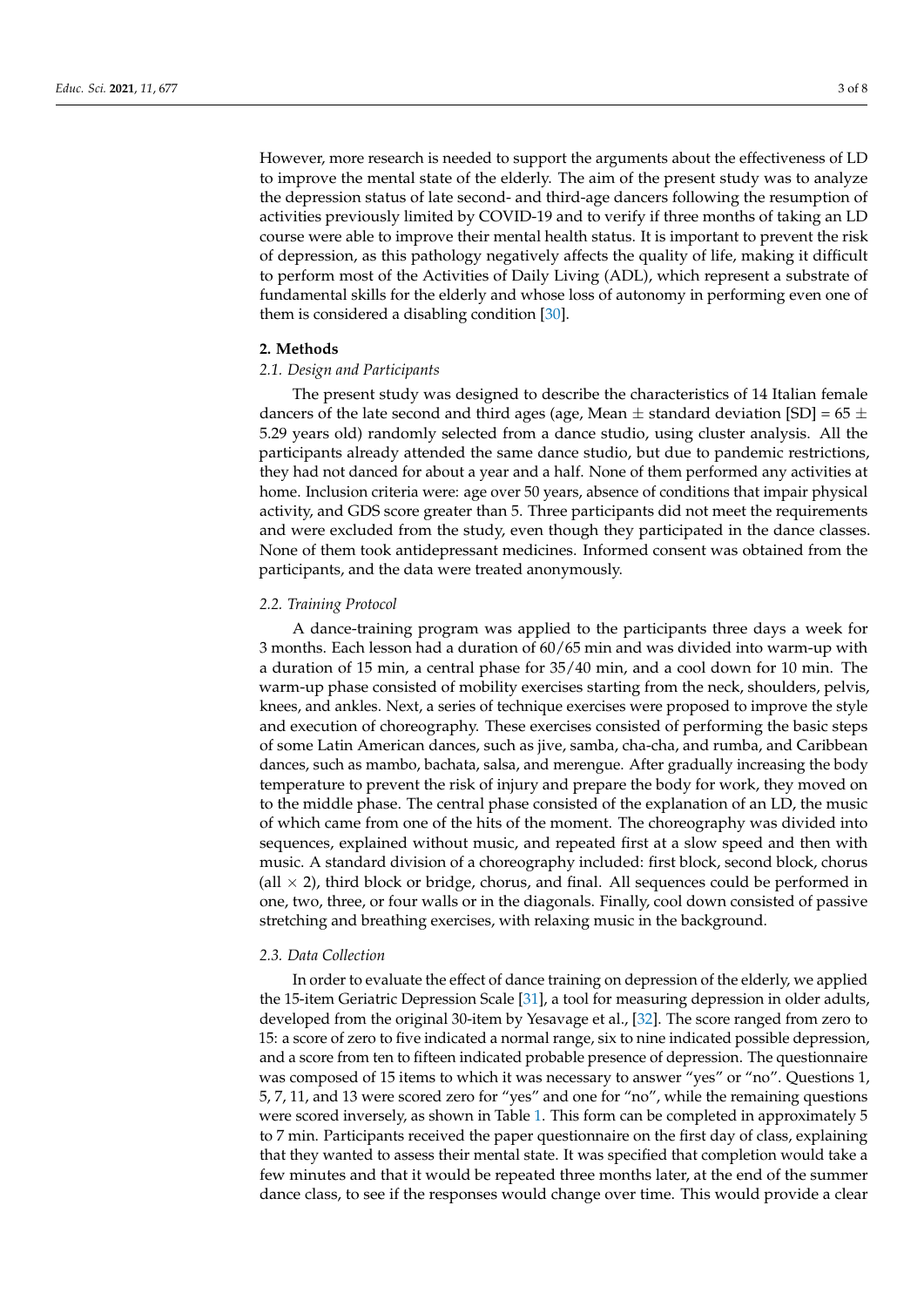However, more research is needed to support the arguments about the effectiveness of LD to improve the mental state of the elderly. The aim of the present study was to analyze the depression status of late second- and third-age dancers following the resumption of activities previously limited by COVID-19 and to verify if three months of taking an LD course were able to improve their mental health status. It is important to prevent the risk of depression, as this pathology negatively affects the quality of life, making it difficult to perform most of the Activities of Daily Living (ADL), which represent a substrate of fundamental skills for the elderly and whose loss of autonomy in performing even one of them is considered a disabling condition [30].

## 2. Methods

### 2.1. Design and Participants

The present study was designed to describe the characteristics of 14 Italian female dancers of the late second and third ages (age, Mean $\pm$ standard deviation [SD] = 65 $\pm$ 5.29 years old) randomly selected from a dance studio, using cluster analysis. All the participants already attended the same dance studio, but due to pandemic restrictions, they had not danced for about a year and a half. None of them performed any activities at home. Inclusion criteria were: age over 50 years, absence of conditions that impair physical activity, and GDS score greater than 5. Three participants did not meet the requirements and were excluded from the study, even though they participated in the dance classes. None of them took antidepressant medicines. Informed consent was obtained from the participants, and the data were treated anonymously.

### 2.2. Training Protocol

A dance-training program was applied to the participants three days a week for 3 months. Each lesson had a duration of 60/65 min and was divided into warm-up with a duration of 15 min, a central phase for 35/40 min, and a cool down for 10 min. The warm-up phase consisted of mobility exercises starting from the neck, shoulders, pelvis, knees, and ankles. Next, a series of technique exercises were proposed to improve the style and execution of choreography. These exercises consisted of performing the basic steps of some Latin American dances, such as jive, samba, cha-cha, and rumba, and Caribbean dances, such as mambo, bachata, salsa, and merengue. After gradually increasing the body temperature to prevent the risk of injury and prepare the body for work, they moved on to the middle phase. The central phase consisted of the explanation of an LD, the music of which came from one of the hits of the moment. The choreography was divided into sequences, explained without music, and repeated first at a slow speed and then with music. A standard division of a choreography included: first block, second block, chorus (all $\times$ 2), third block or bridge, chorus, and final. All sequences could be performed in one, two, three, or four walls or in the diagonals. Finally, cool down consisted of passive stretching and breathing exercises, with relaxing music in the background.

### 2.3. Data Collection

In order to evaluate the effect of dance training on depression of the elderly, we applied the 15-item Geriatric Depression Scale [31], a tool for measuring depression in older adults, developed from the original 30-item by Yesavage et al., [32]. The score ranged from zero to 15: a score of zero to five indicated a normal range, six to nine indicated possible depression, and a score from ten to fifteen indicated probable presence of depression. The questionnaire was composed of 15 items to which it was necessary to answer "yes" or "no". Questions 1, 5, 7, 11, and 13 were scored zero for "yes" and one for "no", while the remaining questions were scored inversely, as shown in Table 1. This form can be completed in approximately 5 to 7 min. Participants received the paper questionnaire on the first day of class, explaining that they wanted to assess their mental state. It was specified that completion would take a few minutes and that it would be repeated three months later, at the end of the summer dance class, to see if the responses would change over time. This would provide a clear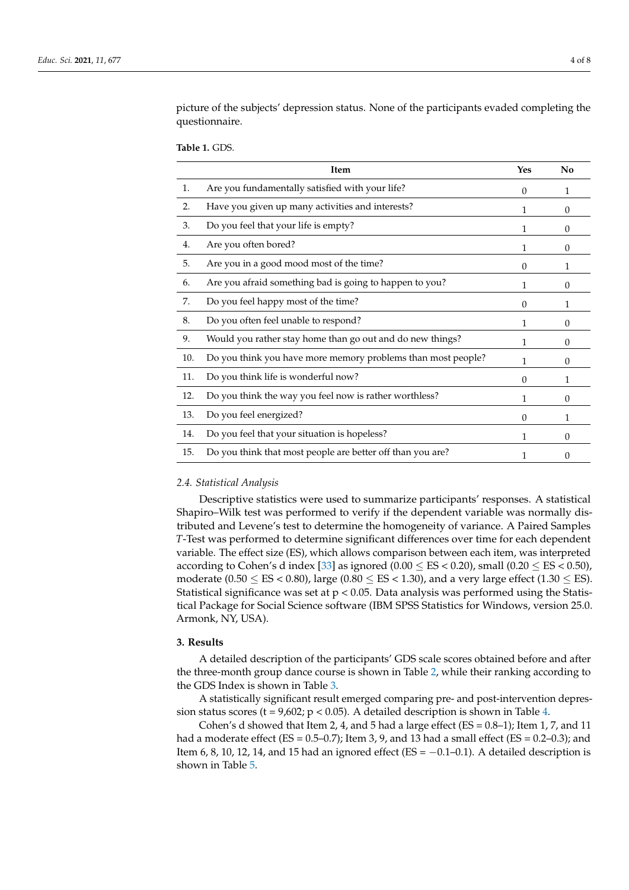picture of the subjects' depression status. None of the participants evaded completing the questionnaire.

**Table 1.** GDS.

| | Item | Yes | No |
|---|---|---|---|
| 1. | Are you fundamentally satisfied with your life? | 0 | 1 |
| 2. | Have you given up many activities and interests? | 1 | 0 |
| 3. | Do you feel that your life is empty? | 1 | 0 |
| 4. | Are you often bored? | 1 | 0 |
| 5. | Are you in a good mood most of the time? | 0 | 1 |
| 6. | Are you afraid something bad is going to happen to you? | 1 | 0 |
| 7. | Do you feel happy most of the time? | 0 | 1 |
| 8. | Do you often feel unable to respond? | 1 | 0 |
| 9. | Would you rather stay home than go out and do new things? | 1 | 0 |
| 10. | Do you think you have more memory problems than most people? | 1 | 0 |
| 11. | Do you think life is wonderful now? | 0 | 1 |
| 12. | Do you think the way you feel now is rather worthless? | 1 | 0 |
| 13. | Do you feel energized? | 0 | 1 |
| 14. | Do you feel that your situation is hopeless? | 1 | 0 |
| 15. | Do you think that most people are better off than you are? | 1 | 0 |

### 2.4. Statistical Analysis

Descriptive statistics were used to summarize participants' responses. A statistical Shapiro–Wilk test was performed to verify if the dependent variable was normally distributed and Levene's test to determine the homogeneity of variance. A Paired Samples *T*-Test was performed to determine significant differences over time for each dependent variable. The effect size (ES), which allows comparison between each item, was interpreted according to Cohen's d index [33] as ignored ($0.00 \leq ES < 0.20$), small ($0.20 \leq ES < 0.50$), moderate ($0.50 \leq ES < 0.80$), large ($0.80 \leq ES < 1.30$), and a very large effect ($1.30 \leq ES$). Statistical significance was set at $p < 0.05$. Data analysis was performed using the Statistical Package for Social Science software (IBM SPSS Statistics for Windows, version 25.0. Armonk, NY, USA).

## 3. Results

A detailed description of the participants' GDS scale scores obtained before and after the three-month group dance course is shown in Table 2, while their ranking according to the GDS Index is shown in Table 3.

A statistically significant result emerged comparing pre- and post-intervention depression status scores ($t = 9{,}602$; $p < 0.05$). A detailed description is shown in Table 4.

Cohen's d showed that Item 2, 4, and 5 had a large effect (ES = 0.8–1); Item 1, 7, and 11 had a moderate effect (ES = 0.5–0.7); Item 3, 9, and 13 had a small effect (ES = 0.2–0.3); and Item 6, 8, 10, 12, 14, and 15 had an ignored effect (ES = −0.1–0.1). A detailed description is shown in Table 5.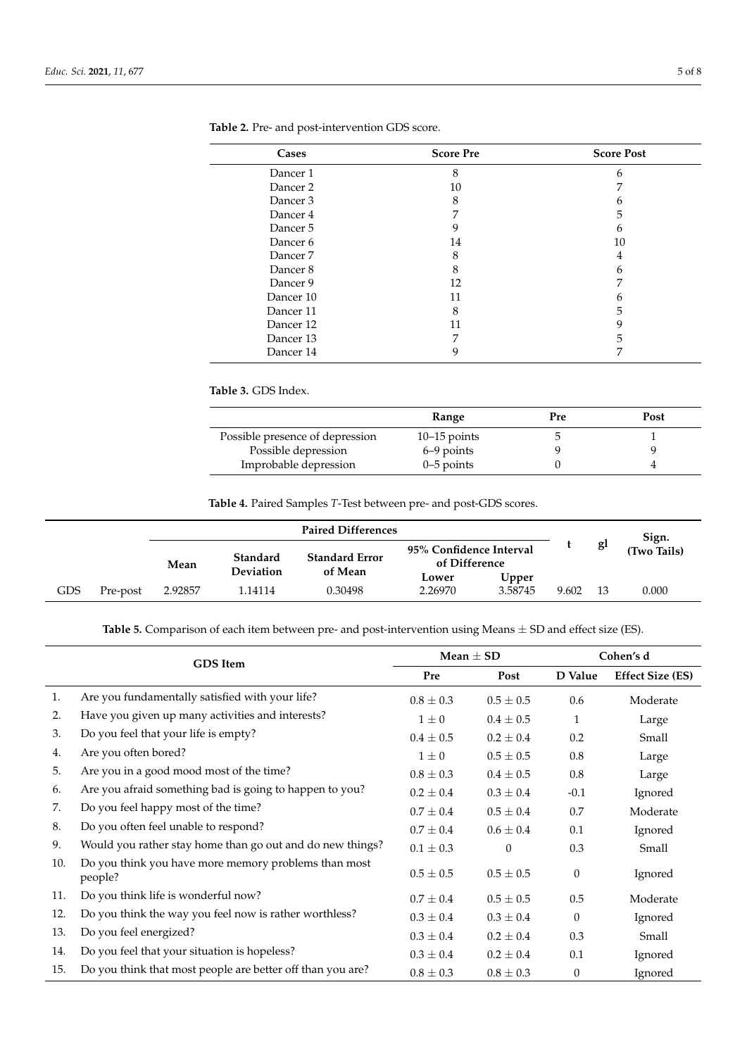**Table 2.** Pre- and post-intervention GDS score.

| Cases | Score Pre | Score Post |
|---|---|---|
| Dancer 1 | 8 | 6 |
| Dancer 2 | 10 | 7 |
| Dancer 3 | 8 | 6 |
| Dancer 4 | 7 | 5 |
| Dancer 5 | 9 | 6 |
| Dancer 6 | 14 | 10 |
| Dancer 7 | 8 | 4 |
| Dancer 8 | 8 | 6 |
| Dancer 9 | 12 | 7 |
| Dancer 10 | 11 | 6 |
| Dancer 11 | 8 | 5 |
| Dancer 12 | 11 | 9 |
| Dancer 13 | 7 | 5 |
| Dancer 14 | 9 | 7 |

**Table 3.** GDS Index.

| | Range | Pre | Post |
|---|---|---|---|
| Possible presence of depression | 10–15 points | 5 | 1 |
| Possible depression | 6–9 points | 9 | 9 |
| Improbable depression | 0–5 points | 0 | 4 |

**Table 4.** Paired Samples *T*-Test between pre- and post-GDS scores.

| | | Paired Differences | | | | | t | gl | Sign. (Two Tails) |
|---|---|---|---|---|---|---|---|---|---|
| | | Mean | Standard Deviation | Standard Error of Mean | 95% Confidence Interval of Difference | | | | |
| | | | | | Lower | Upper | | | |
| GDS | Pre-post | 2.92857 | 1.14114 | 0.30498 | 2.26970 | 3.58745 | 9.602 | 13 | 0.000 |

**Table 5.** Comparison of each item between pre- and post-intervention using Means ± SD and effect size (ES).

| | GDS Item | Mean ± SD | | Cohen's d | |
|---|---|---|---|---|---|
| | | Pre | Post | D Value | Effect Size (ES) |
| 1. | Are you fundamentally satisfied with your life? | 0.8 ± 0.3 | 0.5 ± 0.5 | 0.6 | Moderate |
| 2. | Have you given up many activities and interests? | 1 ± 0 | 0.4 ± 0.5 | 1 | Large |
| 3. | Do you feel that your life is empty? | 0.4 ± 0.5 | 0.2 ± 0.4 | 0.2 | Small |
| 4. | Are you often bored? | 1 ± 0 | 0.5 ± 0.5 | 0.8 | Large |
| 5. | Are you in a good mood most of the time? | 0.8 ± 0.3 | 0.4 ± 0.5 | 0.8 | Large |
| 6. | Are you afraid something bad is going to happen to you? | 0.2 ± 0.4 | 0.3 ± 0.4 | -0.1 | Ignored |
| 7. | Do you feel happy most of the time? | 0.7 ± 0.4 | 0.5 ± 0.4 | 0.7 | Moderate |
| 8. | Do you often feel unable to respond? | 0.7 ± 0.4 | 0.6 ± 0.4 | 0.1 | Ignored |
| 9. | Would you rather stay home than go out and do new things? | 0.1 ± 0.3 | 0 | 0.3 | Small |
| 10. | Do you think you have more memory problems than most people? | 0.5 ± 0.5 | 0.5 ± 0.5 | 0 | Ignored |
| 11. | Do you think life is wonderful now? | 0.7 ± 0.4 | 0.5 ± 0.5 | 0.5 | Moderate |
| 12. | Do you think the way you feel now is rather worthless? | 0.3 ± 0.4 | 0.3 ± 0.4 | 0 | Ignored |
| 13. | Do you feel energized? | 0.3 ± 0.4 | 0.2 ± 0.4 | 0.3 | Small |
| 14. | Do you feel that your situation is hopeless? | 0.3 ± 0.4 | 0.2 ± 0.4 | 0.1 | Ignored |
| 15. | Do you think that most people are better off than you are? | 0.8 ± 0.3 | 0.8 ± 0.3 | 0 | Ignored |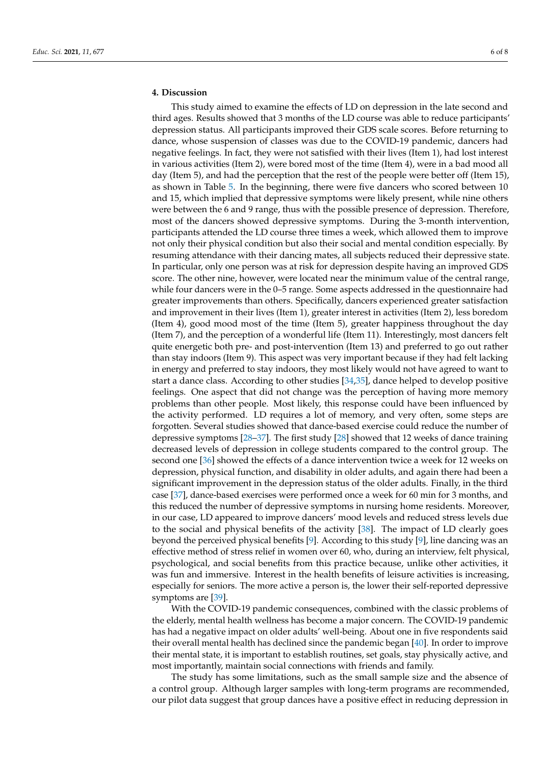## 4. Discussion

This study aimed to examine the effects of LD on depression in the late second and third ages. Results showed that 3 months of the LD course was able to reduce participants' depression status. All participants improved their GDS scale scores. Before returning to dance, whose suspension of classes was due to the COVID-19 pandemic, dancers had negative feelings. In fact, they were not satisfied with their lives (Item 1), had lost interest in various activities (Item 2), were bored most of the time (Item 4), were in a bad mood all day (Item 5), and had the perception that the rest of the people were better off (Item 15), as shown in Table 5. In the beginning, there were five dancers who scored between 10 and 15, which implied that depressive symptoms were likely present, while nine others were between the 6 and 9 range, thus with the possible presence of depression. Therefore, most of the dancers showed depressive symptoms. During the 3-month intervention, participants attended the LD course three times a week, which allowed them to improve not only their physical condition but also their social and mental condition especially. By resuming attendance with their dancing mates, all subjects reduced their depressive state. In particular, only one person was at risk for depression despite having an improved GDS score. The other nine, however, were located near the minimum value of the central range, while four dancers were in the 0–5 range. Some aspects addressed in the questionnaire had greater improvements than others. Specifically, dancers experienced greater satisfaction and improvement in their lives (Item 1), greater interest in activities (Item 2), less boredom (Item 4), good mood most of the time (Item 5), greater happiness throughout the day (Item 7), and the perception of a wonderful life (Item 11). Interestingly, most dancers felt quite energetic both pre- and post-intervention (Item 13) and preferred to go out rather than stay indoors (Item 9). This aspect was very important because if they had felt lacking in energy and preferred to stay indoors, they most likely would not have agreed to want to start a dance class. According to other studies [34,35], dance helped to develop positive feelings. One aspect that did not change was the perception of having more memory problems than other people. Most likely, this response could have been influenced by the activity performed. LD requires a lot of memory, and very often, some steps are forgotten. Several studies showed that dance-based exercise could reduce the number of depressive symptoms [28–37]. The first study [28] showed that 12 weeks of dance training decreased levels of depression in college students compared to the control group. The second one [36] showed the effects of a dance intervention twice a week for 12 weeks on depression, physical function, and disability in older adults, and again there had been a significant improvement in the depression status of the older adults. Finally, in the third case [37], dance-based exercises were performed once a week for 60 min for 3 months, and this reduced the number of depressive symptoms in nursing home residents. Moreover, in our case, LD appeared to improve dancers' mood levels and reduced stress levels due to the social and physical benefits of the activity [38]. The impact of LD clearly goes beyond the perceived physical benefits [9]. According to this study [9], line dancing was an effective method of stress relief in women over 60, who, during an interview, felt physical, psychological, and social benefits from this practice because, unlike other activities, it was fun and immersive. Interest in the health benefits of leisure activities is increasing, especially for seniors. The more active a person is, the lower their self-reported depressive symptoms are [39].

With the COVID-19 pandemic consequences, combined with the classic problems of the elderly, mental health wellness has become a major concern. The COVID-19 pandemic has had a negative impact on older adults' well-being. About one in five respondents said their overall mental health has declined since the pandemic began [40]. In order to improve their mental state, it is important to establish routines, set goals, stay physically active, and most importantly, maintain social connections with friends and family.

The study has some limitations, such as the small sample size and the absence of a control group. Although larger samples with long-term programs are recommended, our pilot data suggest that group dances have a positive effect in reducing depression in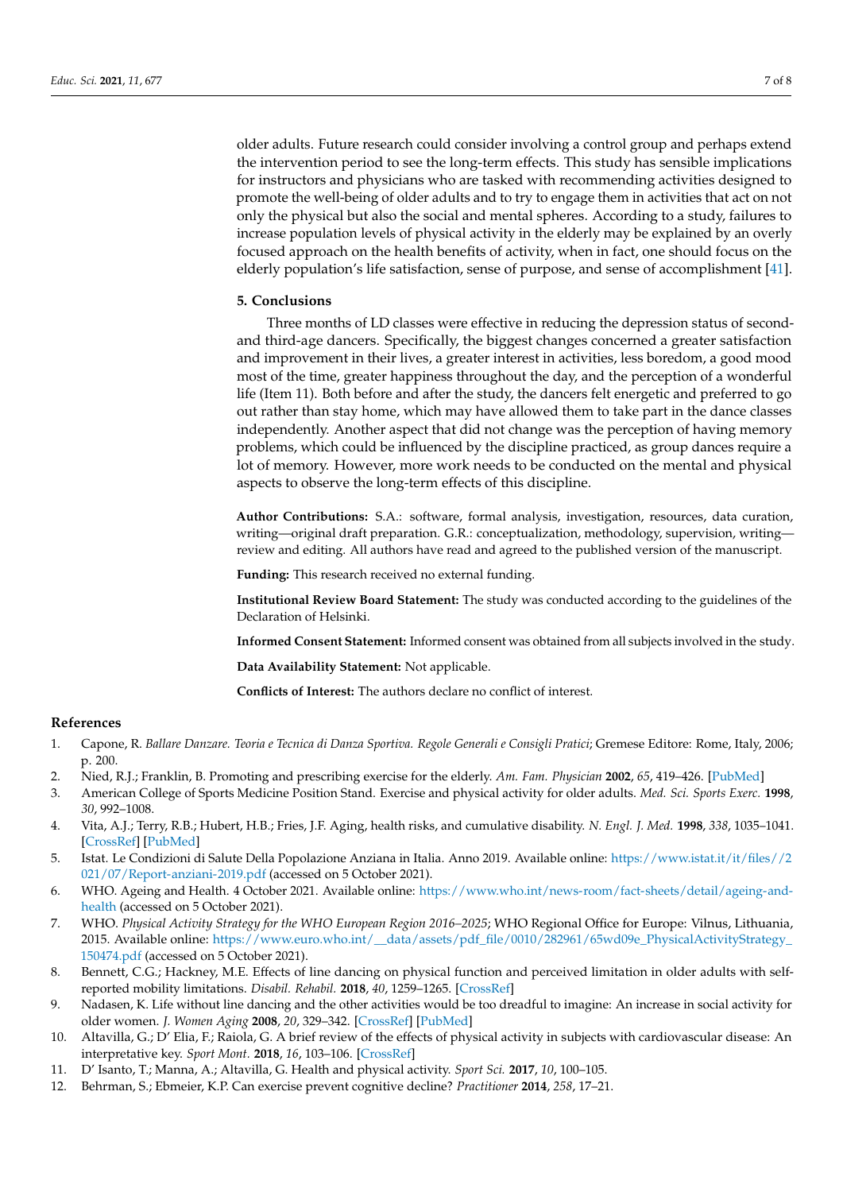older adults. Future research could consider involving a control group and perhaps extend the intervention period to see the long-term effects. This study has sensible implications for instructors and physicians who are tasked with recommending activities designed to promote the well-being of older adults and to try to engage them in activities that act on not only the physical but also the social and mental spheres. According to a study, failures to increase population levels of physical activity in the elderly may be explained by an overly focused approach on the health benefits of activity, when in fact, one should focus on the elderly population's life satisfaction, sense of purpose, and sense of accomplishment [41].

## 5. Conclusions

Three months of LD classes were effective in reducing the depression status of second- and third-age dancers. Specifically, the biggest changes concerned a greater satisfaction and improvement in their lives, a greater interest in activities, less boredom, a good mood most of the time, greater happiness throughout the day, and the perception of a wonderful life (Item 11). Both before and after the study, the dancers felt energetic and preferred to go out rather than stay home, which may have allowed them to take part in the dance classes independently. Another aspect that did not change was the perception of having memory problems, which could be influenced by the discipline practiced, as group dances require a lot of memory. However, more work needs to be conducted on the mental and physical aspects to observe the long-term effects of this discipline.

**Author Contributions:** S.A.: software, formal analysis, investigation, resources, data curation, writing—original draft preparation. G.R.: conceptualization, methodology, supervision, writing—review and editing. All authors have read and agreed to the published version of the manuscript.

**Funding:** This research received no external funding.

**Institutional Review Board Statement:** The study was conducted according to the guidelines of the Declaration of Helsinki.

**Informed Consent Statement:** Informed consent was obtained from all subjects involved in the study.

**Data Availability Statement:** Not applicable.

**Conflicts of Interest:** The authors declare no conflict of interest.

## References

1. Capone, R. *Ballare Danzare. Teoria e Tecnica di Danza Sportiva. Regole Generali e Consigli Pratici*; Gremese Editore: Rome, Italy, 2006; p. 200.
2. Nied, R.J.; Franklin, B. Promoting and prescribing exercise for the elderly. *Am. Fam. Physician* **2002**, *65*, 419–426. [PubMed]
3. American College of Sports Medicine Position Stand. Exercise and physical activity for older adults. *Med. Sci. Sports Exerc.* **1998**, *30*, 992–1008.
4. Vita, A.J.; Terry, R.B.; Hubert, H.B.; Fries, J.F. Aging, health risks, and cumulative disability. *N. Engl. J. Med.* **1998**, *338*, 1035–1041. [CrossRef] [PubMed]
5. Istat. Le Condizioni di Salute Della Popolazione Anziana in Italia. Anno 2019. Available online: https://www.istat.it/it/files//2021/07/Report-anziani-2019.pdf (accessed on 5 October 2021).
6. WHO. Ageing and Health. 4 October 2021. Available online: https://www.who.int/news-room/fact-sheets/detail/ageing-and-health (accessed on 5 October 2021).
7. WHO. *Physical Activity Strategy for the WHO European Region 2016–2025*; WHO Regional Office for Europe: Vilnus, Lithuania, 2015. Available online: https://www.euro.who.int/__data/assets/pdf_file/0010/282961/65wd09e_PhysicalActivityStrategy_150474.pdf (accessed on 5 October 2021).
8. Bennett, C.G.; Hackney, M.E. Effects of line dancing on physical function and perceived limitation in older adults with self-reported mobility limitations. *Disabil. Rehabil.* **2018**, *40*, 1259–1265. [CrossRef]
9. Nadasen, K. Life without line dancing and the other activities would be too dreadful to imagine: An increase in social activity for older women. *J. Women Aging* **2008**, *20*, 329–342. [CrossRef] [PubMed]
10. Altavilla, G.; D' Elia, F.; Raiola, G. A brief review of the effects of physical activity in subjects with cardiovascular disease: An interpretative key. *Sport Mont.* **2018**, *16*, 103–106. [CrossRef]
11. D' Isanto, T.; Manna, A.; Altavilla, G. Health and physical activity. *Sport Sci.* **2017**, *10*, 100–105.
12. Behrman, S.; Ebmeier, K.P. Can exercise prevent cognitive decline? *Practitioner* **2014**, *258*, 17–21.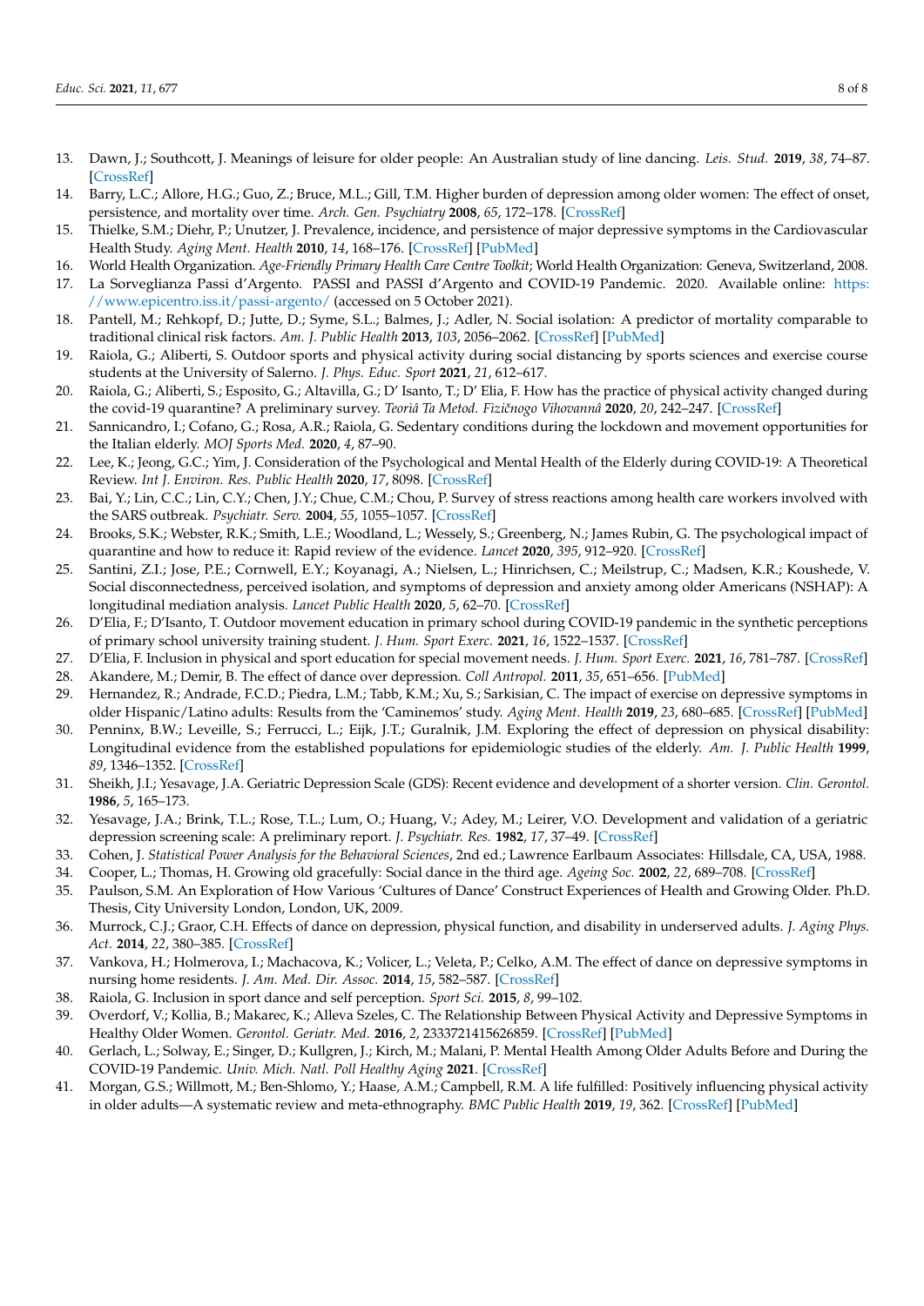13. Dawn, J.; Southcott, J. Meanings of leisure for older people: An Australian study of line dancing. *Leis. Stud.* **2019**, *38*, 74–87. [CrossRef]
14. Barry, L.C.; Allore, H.G.; Guo, Z.; Bruce, M.L.; Gill, T.M. Higher burden of depression among older women: The effect of onset, persistence, and mortality over time. *Arch. Gen. Psychiatry* **2008**, *65*, 172–178. [CrossRef]
15. Thielke, S.M.; Diehr, P.; Unutzer, J. Prevalence, incidence, and persistence of major depressive symptoms in the Cardiovascular Health Study. *Aging Ment. Health* **2010**, *14*, 168–176. [CrossRef] [PubMed]
16. World Health Organization. *Age-Friendly Primary Health Care Centre Toolkit*; World Health Organization: Geneva, Switzerland, 2008.
17. La Sorveglianza Passi d'Argento. PASSI and PASSI d'Argento and COVID-19 Pandemic. 2020. Available online: https://www.epicentro.iss.it/passi-argento/ (accessed on 5 October 2021).
18. Pantell, M.; Rehkopf, D.; Jutte, D.; Syme, S.L.; Balmes, J.; Adler, N. Social isolation: A predictor of mortality comparable to traditional clinical risk factors. *Am. J. Public Health* **2013**, *103*, 2056–2062. [CrossRef] [PubMed]
19. Raiola, G.; Aliberti, S. Outdoor sports and physical activity during social distancing by sports sciences and exercise course students at the University of Salerno. *J. Phys. Educ. Sport* **2021**, *21*, 612–617.
20. Raiola, G.; Aliberti, S.; Esposito, G.; Altavilla, G.; D' Isanto, T.; D' Elia, F. How has the practice of physical activity changed during the covid-19 quarantine? A preliminary survey. *Teorìâ Ta Metod. Fizičnogo Vihovannâ* **2020**, *20*, 242–247. [CrossRef]
21. Sannicandro, I.; Cofano, G.; Rosa, A.R.; Raiola, G. Sedentary conditions during the lockdown and movement opportunities for the Italian elderly. *MOJ Sports Med.* **2020**, *4*, 87–90.
22. Lee, K.; Jeong, G.C.; Yim, J. Consideration of the Psychological and Mental Health of the Elderly during COVID-19: A Theoretical Review. *Int J. Environ. Res. Public Health* **2020**, *17*, 8098. [CrossRef]
23. Bai, Y.; Lin, C.C.; Lin, C.Y.; Chen, J.Y.; Chue, C.M.; Chou, P. Survey of stress reactions among health care workers involved with the SARS outbreak. *Psychiatr. Serv.* **2004**, *55*, 1055–1057. [CrossRef]
24. Brooks, S.K.; Webster, R.K.; Smith, L.E.; Woodland, L.; Wessely, S.; Greenberg, N.; James Rubin, G. The psychological impact of quarantine and how to reduce it: Rapid review of the evidence. *Lancet* **2020**, *395*, 912–920. [CrossRef]
25. Santini, Z.I.; Jose, P.E.; Cornwell, E.Y.; Koyanagi, A.; Nielsen, L.; Hinrichsen, C.; Meilstrup, C.; Madsen, K.R.; Koushede, V. Social disconnectedness, perceived isolation, and symptoms of depression and anxiety among older Americans (NSHAP): A longitudinal mediation analysis. *Lancet Public Health* **2020**, *5*, 62–70. [CrossRef]
26. D'Elia, F.; D'Isanto, T. Outdoor movement education in primary school during COVID-19 pandemic in the synthetic perceptions of primary school university training student. *J. Hum. Sport Exerc.* **2021**, *16*, 1522–1537. [CrossRef]
27. D'Elia, F. Inclusion in physical and sport education for special movement needs. *J. Hum. Sport Exerc.* **2021**, *16*, 781–787. [CrossRef]
28. Akandere, M.; Demir, B. The effect of dance over depression. *Coll Antropol.* **2011**, *35*, 651–656. [PubMed]
29. Hernandez, R.; Andrade, F.C.D.; Piedra, L.M.; Tabb, K.M.; Xu, S.; Sarkisian, C. The impact of exercise on depressive symptoms in older Hispanic/Latino adults: Results from the 'Caminemos' study. *Aging Ment. Health* **2019**, *23*, 680–685. [CrossRef] [PubMed]
30. Penninx, B.W.; Leveille, S.; Ferrucci, L.; Eijk, J.T.; Guralnik, J.M. Exploring the effect of depression on physical disability: Longitudinal evidence from the established populations for epidemiologic studies of the elderly. *Am. J. Public Health* **1999**, *89*, 1346–1352. [CrossRef]
31. Sheikh, J.I.; Yesavage, J.A. Geriatric Depression Scale (GDS): Recent evidence and development of a shorter version. *Clin. Gerontol.* **1986**, *5*, 165–173.
32. Yesavage, J.A.; Brink, T.L.; Rose, T.L.; Lum, O.; Huang, V.; Adey, M.; Leirer, V.O. Development and validation of a geriatric depression screening scale: A preliminary report. *J. Psychiatr. Res.* **1982**, *17*, 37–49. [CrossRef]
33. Cohen, J. *Statistical Power Analysis for the Behavioral Sciences*, 2nd ed.; Lawrence Earlbaum Associates: Hillsdale, CA, USA, 1988.
34. Cooper, L.; Thomas, H. Growing old gracefully: Social dance in the third age. *Ageing Soc.* **2002**, *22*, 689–708. [CrossRef]
35. Paulson, S.M. An Exploration of How Various 'Cultures of Dance' Construct Experiences of Health and Growing Older. Ph.D. Thesis, City University London, London, UK, 2009.
36. Murrock, C.J.; Graor, C.H. Effects of dance on depression, physical function, and disability in underserved adults. *J. Aging Phys. Act.* **2014**, *22*, 380–385. [CrossRef]
37. Vankova, H.; Holmerova, I.; Machacova, K.; Volicer, L.; Veleta, P.; Celko, A.M. The effect of dance on depressive symptoms in nursing home residents. *J. Am. Med. Dir. Assoc.* **2014**, *15*, 582–587. [CrossRef]
38. Raiola, G. Inclusion in sport dance and self perception. *Sport Sci.* **2015**, *8*, 99–102.
39. Overdorf, V.; Kollia, B.; Makarec, K.; Alleva Szeles, C. The Relationship Between Physical Activity and Depressive Symptoms in Healthy Older Women. *Gerontol. Geriatr. Med.* **2016**, *2*, 2333721415626859. [CrossRef] [PubMed]
40. Gerlach, L.; Solway, E.; Singer, D.; Kullgren, J.; Kirch, M.; Malani, P. Mental Health Among Older Adults Before and During the COVID-19 Pandemic. *Univ. Mich. Natl. Poll Healthy Aging* **2021**. [CrossRef]
41. Morgan, G.S.; Willmott, M.; Ben-Shlomo, Y.; Haase, A.M.; Campbell, R.M. A life fulfilled: Positively influencing physical activity in older adults—A systematic review and meta-ethnography. *BMC Public Health* **2019**, *19*, 362. [CrossRef] [PubMed]